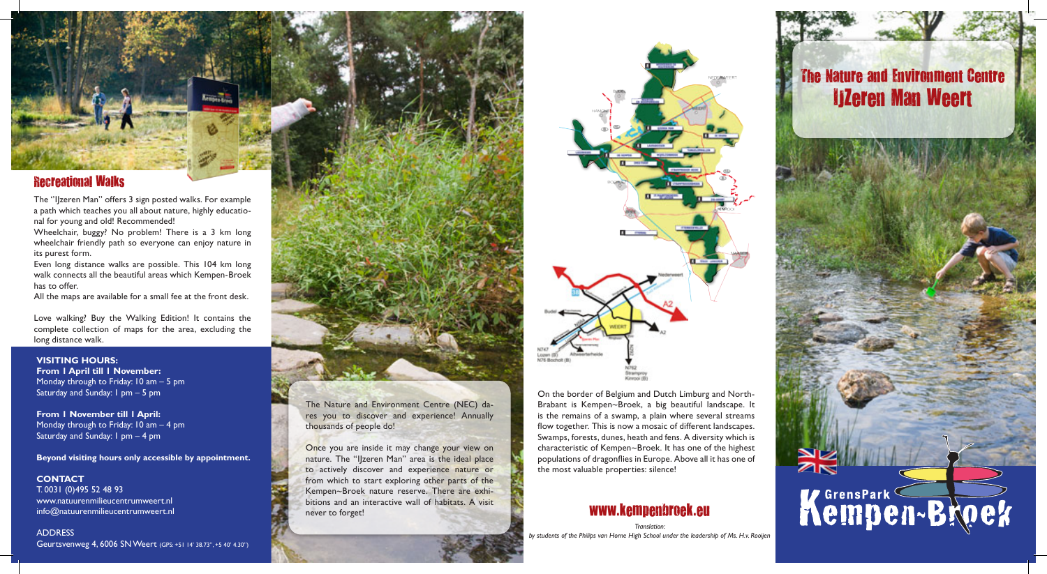# The Nature and Environment Centre IJzeren Man Weert

GrensPark Kempen~Broek

## Recreational Walks

The "IJzeren Man" offers 3 sign posted walks. For example a path which teaches you all about nature, highly educational for young and old! Recommended!

Wheelchair, buggy? No problem! There is a 3 km long wheelchair friendly path so everyone can enjoy nature in its purest form.

Even long distance walks are possible. This 104 km long walk connects all the beautiful areas which Kempen-Broek has to offer.

All the maps are available for a small fee at the front desk.

Love walking? Buy the Walking Edition! It contains the complete collection of maps for the area, excluding the long distance walk.

**VISITING HOURS:**

**From 1 April till 1 November:**
Monday through to Friday: 10 am – 5 pm
Saturday and Sunday: 1 pm – 5 pm

**From 1 November till 1 April:**
Monday through to Friday: 10 am – 4 pm
Saturday and Sunday: 1 pm – 4 pm

**Beyond visiting hours only accessible by appointment.**

**CONTACT**
T. 0031 (0)495 52 48 93
www.natuurenmilieucentrumweert.nl
info@natuurenmilieucentrumweert.nl

ADDRESS
Geurtsvenweg 4, 6006 SN Weert (GPS: +51 14' 38.73", +5 40' 4.30")

The Nature and Environment Centre (NEC) dares you to discover and experience! Annually thousands of people do!

Once you are inside it may change your view on nature. The "IJzeren Man" area is the ideal place to actively discover and experience nature or from which to start exploring other parts of the Kempen~Broek nature reserve. There are exhibitions and an interactive wall of habitats. A visit never to forget!

On the border of Belgium and Dutch Limburg and North-Brabant is Kempen~Broek, a big beautiful landscape. It is the remains of a swamp, a plain where several streams flow together. This is now a mosaic of different landscapes. Swamps, forests, dunes, heath and fens. A diversity which is characteristic of Kempen~Broek. It has one of the highest populations of dragonflies in Europe. Above all it has one of the most valuable properties: silence!

**www.kempenbroek.eu**

*Translation:*
*by students of the Philips van Horne High School under the leadership of Ms. H.v. Rooijen*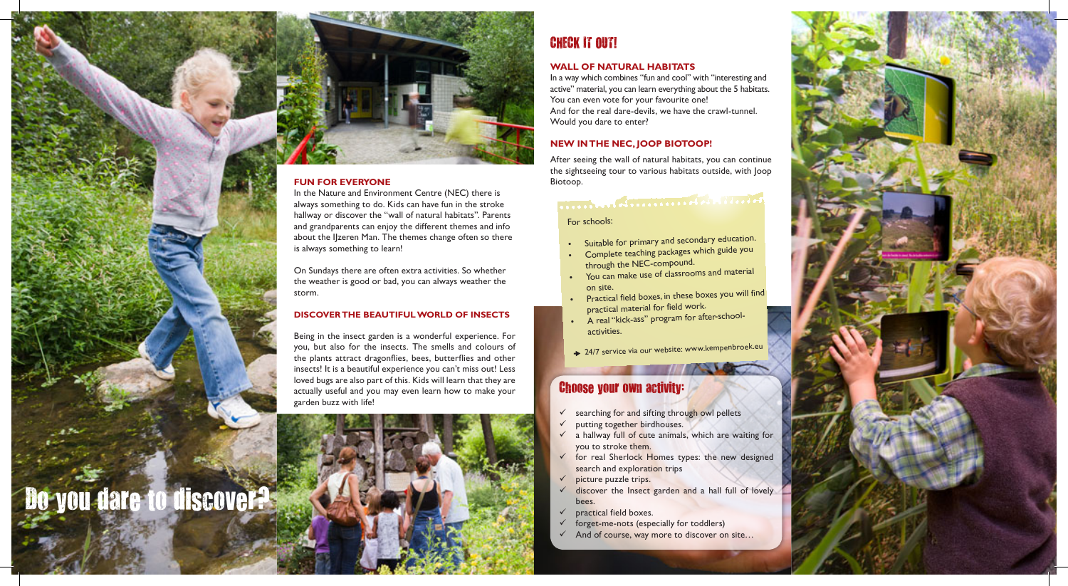# Do you dare to discover?

## FUN FOR EVERYONE

In the Nature and Environment Centre (NEC) there is always something to do. Kids can have fun in the stroke hallway or discover the "wall of natural habitats". Parents and grandparents can enjoy the different themes and info about the IJzeren Man. The themes change often so there is always something to learn!

On Sundays there are often extra activities. So whether the weather is good or bad, you can always weather the storm.

## DISCOVER THE BEAUTIFUL WORLD OF INSECTS

Being in the insect garden is a wonderful experience. For you, but also for the insects. The smells and colours of the plants attract dragonflies, bees, butterflies and other insects! It is a beautiful experience you can't miss out! Less loved bugs are also part of this. Kids will learn that they are actually useful and you may even learn how to make your garden buzz with life!

# CHECK IT OUT!

## WALL OF NATURAL HABITATS

In a way which combines "fun and cool" with "interesting and active" material, you can learn everything about the 5 habitats. You can even vote for your favourite one!
And for the real dare-devils, we have the crawl-tunnel. Would you dare to enter?

## NEW IN THE NEC, JOOP BIOTOOP!

After seeing the wall of natural habitats, you can continue the sightseeing tour to various habitats outside, with Joop Biotoop.

For schools:

- Suitable for primary and secondary education.
- Complete teaching packages which guide you through the NEC-compound.
- You can make use of classrooms and material on site.
- Practical field boxes, in these boxes you will find practical material for field work.
- A real "kick-ass" program for after-school-activities.

➔ 24/7 service via our website: www.kempenbroek.eu

## Choose your own activity:

- ✓ searching for and sifting through owl pellets
- ✓ putting together birdhouses.
- ✓ a hallway full of cute animals, which are waiting for you to stroke them.
- ✓ for real Sherlock Homes types: the new designed search and exploration trips
- ✓ picture puzzle trips.
- ✓ discover the Insect garden and a hall full of lovely bees.
- ✓ practical field boxes.
- ✓ forget-me-nots (especially for toddlers)
- ✓ And of course, way more to discover on site…